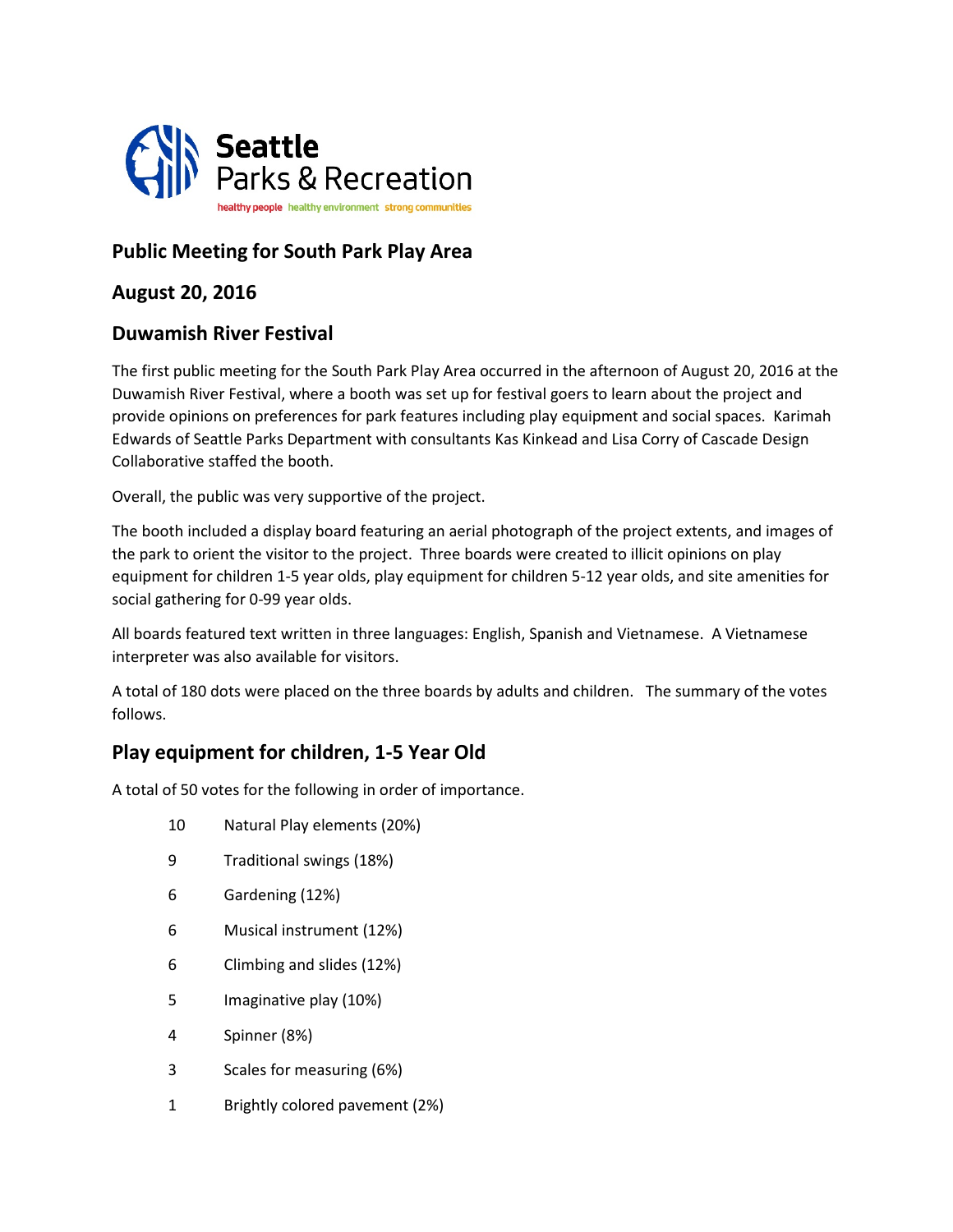Seattle Parks & Recreation

healthy people healthy environment strong communities

## Public Meeting for South Park Play Area

## August 20, 2016

## Duwamish River Festival

The first public meeting for the South Park Play Area occurred in the afternoon of August 20, 2016 at the Duwamish River Festival, where a booth was set up for festival goers to learn about the project and provide opinions on preferences for park features including play equipment and social spaces. Karimah Edwards of Seattle Parks Department with consultants Kas Kinkead and Lisa Corry of Cascade Design Collaborative staffed the booth.

Overall, the public was very supportive of the project.

The booth included a display board featuring an aerial photograph of the project extents, and images of the park to orient the visitor to the project. Three boards were created to illicit opinions on play equipment for children 1-5 year olds, play equipment for children 5-12 year olds, and site amenities for social gathering for 0-99 year olds.

All boards featured text written in three languages: English, Spanish and Vietnamese. A Vietnamese interpreter was also available for visitors.

A total of 180 dots were placed on the three boards by adults and children. The summary of the votes follows.

## Play equipment for children, 1-5 Year Old

A total of 50 votes for the following in order of importance.

| | |
|---|---|
| 10 | Natural Play elements (20%) |
| 9 | Traditional swings (18%) |
| 6 | Gardening (12%) |
| 6 | Musical instrument (12%) |
| 6 | Climbing and slides (12%) |
| 5 | Imaginative play (10%) |
| 4 | Spinner (8%) |
| 3 | Scales for measuring (6%) |
| 1 | Brightly colored pavement (2%) |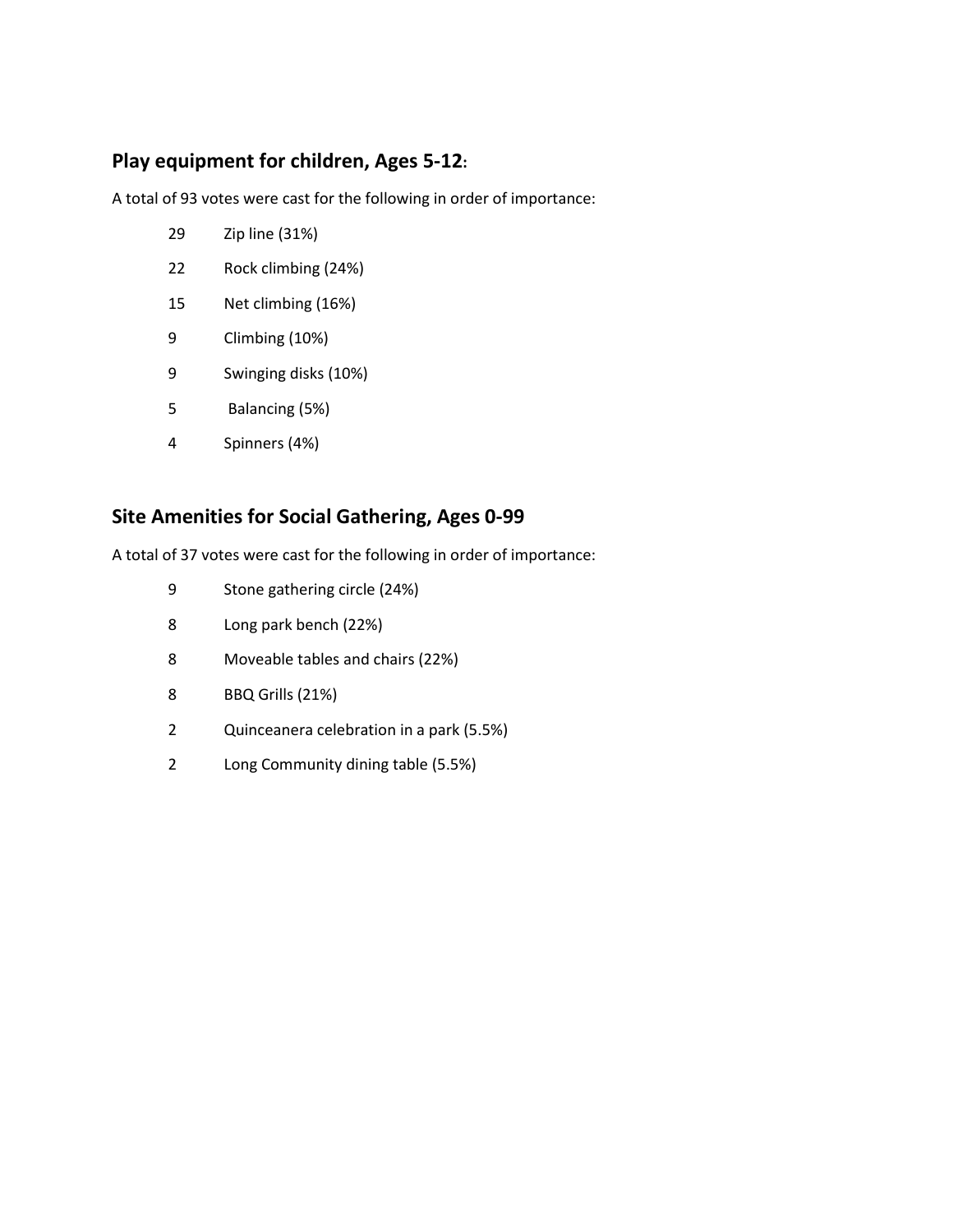## Play equipment for children, Ages 5-12:

A total of 93 votes were cast for the following in order of importance:

| | |
|---|---|
| 29 | Zip line (31%) |
| 22 | Rock climbing (24%) |
| 15 | Net climbing (16%) |
| 9 | Climbing (10%) |
| 9 | Swinging disks (10%) |
| 5 | Balancing (5%) |
| 4 | Spinners (4%) |

## Site Amenities for Social Gathering, Ages 0-99

A total of 37 votes were cast for the following in order of importance:

| | |
|---|---|
| 9 | Stone gathering circle (24%) |
| 8 | Long park bench (22%) |
| 8 | Moveable tables and chairs (22%) |
| 8 | BBQ Grills (21%) |
| 2 | Quinceanera celebration in a park (5.5%) |
| 2 | Long Community dining table (5.5%) |